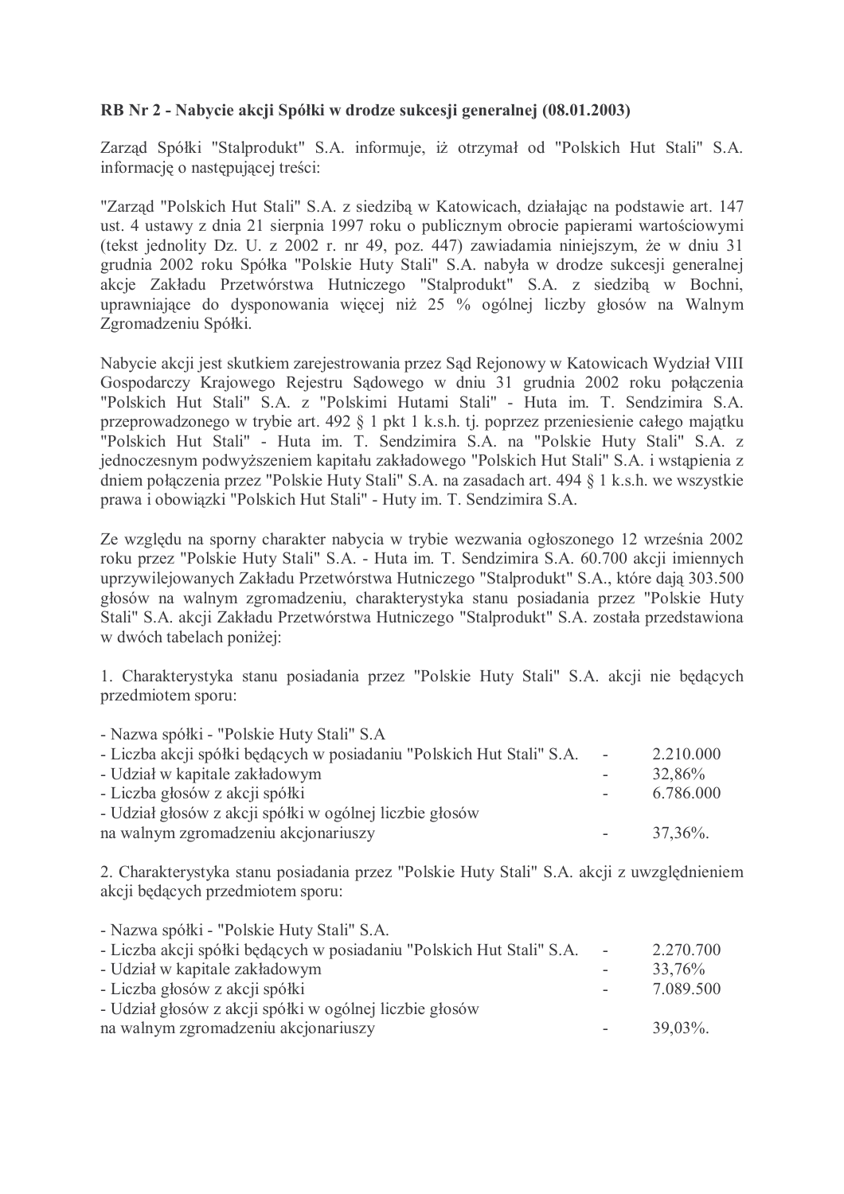**RB Nr 2 - Nabycie akcji Spółki w drodze sukcesji generalnej (08.01.2003)**

Zarząd Spółki "Stalprodukt" S.A. informuje, iż otrzymał od "Polskich Hut Stali" S.A. informację o następującej treści:

"Zarząd "Polskich Hut Stali" S.A. z siedzibą w Katowicach, działając na podstawie art. 147 ust. 4 ustawy z dnia 21 sierpnia 1997 roku o publicznym obrocie papierami wartościowymi (tekst jednolity Dz. U. z 2002 r. nr 49, poz. 447) zawiadamia niniejszym, że w dniu 31 grudnia 2002 roku Spółka "Polskie Huty Stali" S.A. nabyła w drodze sukcesji generalnej akcje Zakładu Przetwórstwa Hutniczego "Stalprodukt" S.A. z siedzibą w Bochni, uprawniające do dysponowania więcej niż 25 % ogólnej liczby głosów na Walnym Zgromadzeniu Spółki.

Nabycie akcji jest skutkiem zarejestrowania przez Sąd Rejonowy w Katowicach Wydział VIII Gospodarczy Krajowego Rejestru Sądowego w dniu 31 grudnia 2002 roku połączenia "Polskich Hut Stali" S.A. z "Polskimi Hutami Stali" - Huta im. T. Sendzimira S.A. przeprowadzonego w trybie art. 492 § 1 pkt 1 k.s.h. tj. poprzez przeniesienie całego majątku "Polskich Hut Stali" - Huta im. T. Sendzimira S.A. na "Polskie Huty Stali" S.A. z jednoczesnym podwyższeniem kapitału zakładowego "Polskich Hut Stali" S.A. i wstąpienia z dniem połączenia przez "Polskie Huty Stali" S.A. na zasadach art. 494 § 1 k.s.h. we wszystkie prawa i obowiązki "Polskich Hut Stali" - Huty im. T. Sendzimira S.A.

Ze względu na sporny charakter nabycia w trybie wezwania ogłoszonego 12 września 2002 roku przez "Polskie Huty Stali" S.A. - Huta im. T. Sendzimira S.A. 60.700 akcji imiennych uprzywilejowanych Zakładu Przetwórstwa Hutniczego "Stalprodukt" S.A., które dają 303.500 głosów na walnym zgromadzeniu, charakterystyka stanu posiadania przez "Polskie Huty Stali" S.A. akcji Zakładu Przetwórstwa Hutniczego "Stalprodukt" S.A. została przedstawiona w dwóch tabelach poniżej:

1. Charakterystyka stanu posiadania przez "Polskie Huty Stali" S.A. akcji nie będących przedmiotem sporu:

- Nazwa spółki - "Polskie Huty Stali" S.A
- Liczba akcji spółki będących w posiadaniu "Polskich Hut Stali" S.A. - 2.210.000
- Udział w kapitale zakładowym - 32,86%
- Liczba głosów z akcji spółki - 6.786.000
- Udział głosów z akcji spółki w ogólnej liczbie głosów na walnym zgromadzeniu akcjonariuszy - 37,36%.

2. Charakterystyka stanu posiadania przez "Polskie Huty Stali" S.A. akcji z uwzględnieniem akcji będących przedmiotem sporu:

- Nazwa spółki - "Polskie Huty Stali" S.A.
- Liczba akcji spółki będących w posiadaniu "Polskich Hut Stali" S.A. - 2.270.700
- Udział w kapitale zakładowym - 33,76%
- Liczba głosów z akcji spółki - 7.089.500
- Udział głosów z akcji spółki w ogólnej liczbie głosów na walnym zgromadzeniu akcjonariuszy - 39,03%.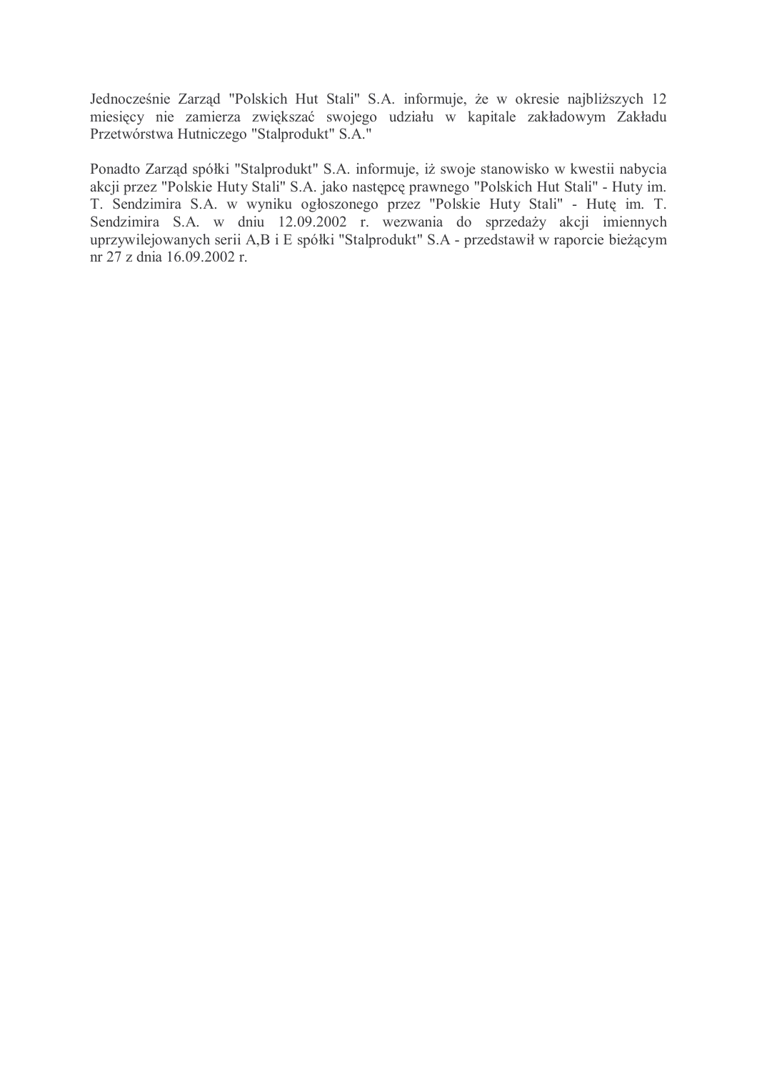Jednocześnie Zarząd "Polskich Hut Stali" S.A. informuje, że w okresie najbliższych 12 miesięcy nie zamierza zwiększać swojego udziału w kapitale zakładowym Zakładu Przetwórstwa Hutniczego "Stalprodukt" S.A."

Ponadto Zarząd spółki "Stalprodukt" S.A. informuje, iż swoje stanowisko w kwestii nabycia akcji przez "Polskie Huty Stali" S.A. jako następcę prawnego "Polskich Hut Stali" - Huty im. T. Sendzimira S.A. w wyniku ogłoszonego przez "Polskie Huty Stali" - Hutę im. T. Sendzimira S.A. w dniu 12.09.2002 r. wezwania do sprzedaży akcji imiennych uprzywilejowanych serii A,B i E spółki "Stalprodukt" S.A - przedstawił w raporcie bieżącym nr 27 z dnia 16.09.2002 r.